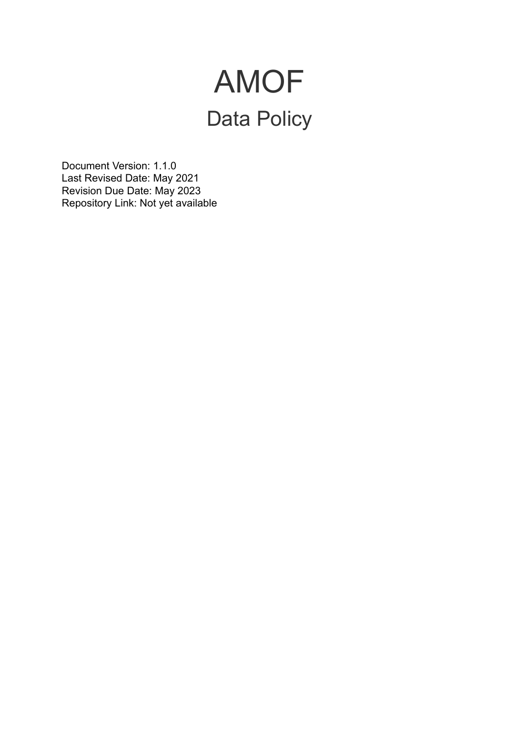# AMOF

## Data Policy

Document Version: 1.1.0
Last Revised Date: May 2021
Revision Due Date: May 2023
Repository Link: Not yet available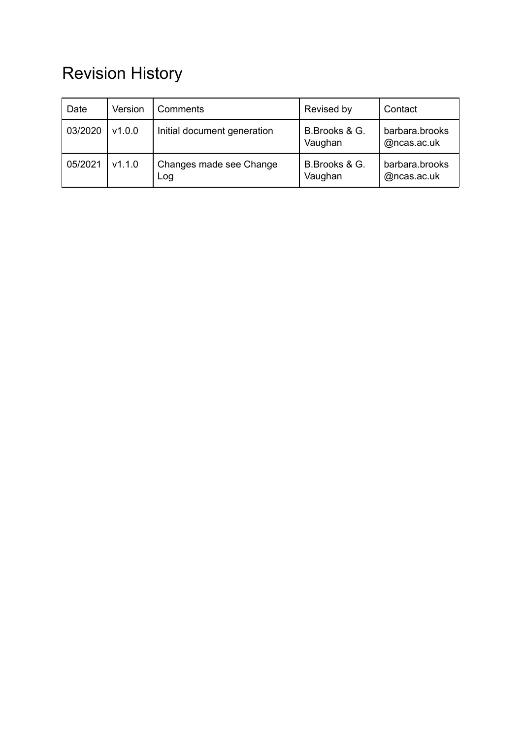# Revision History

| Date | Version | Comments | Revised by | Contact |
| --- | --- | --- | --- | --- |
| 03/2020 | v1.0.0 | Initial document generation | B.Brooks & G. Vaughan | barbara.brooks@ncas.ac.uk |
| 05/2021 | v1.1.0 | Changes made see Change Log | B.Brooks & G. Vaughan | barbara.brooks@ncas.ac.uk |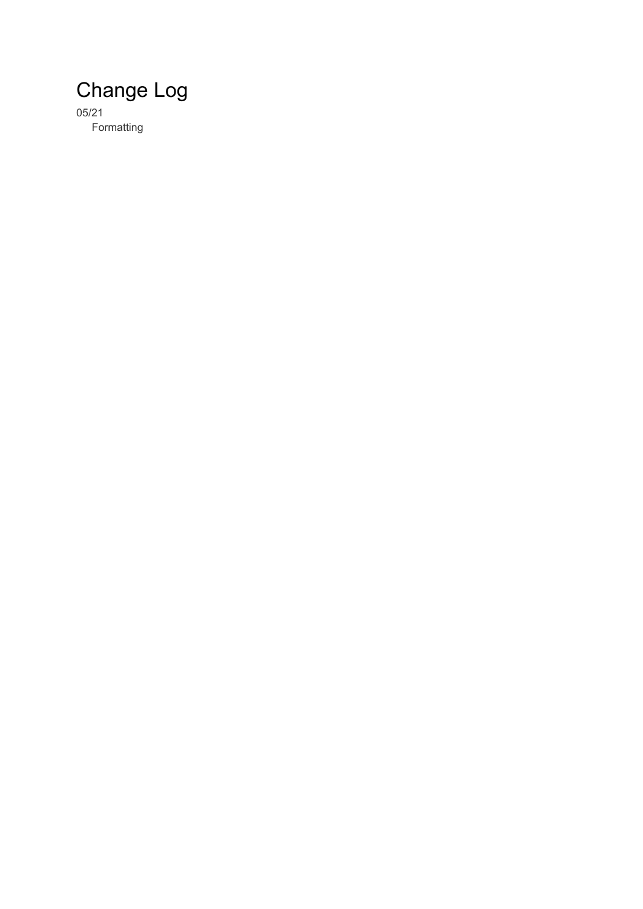# Change Log

05/21

Formatting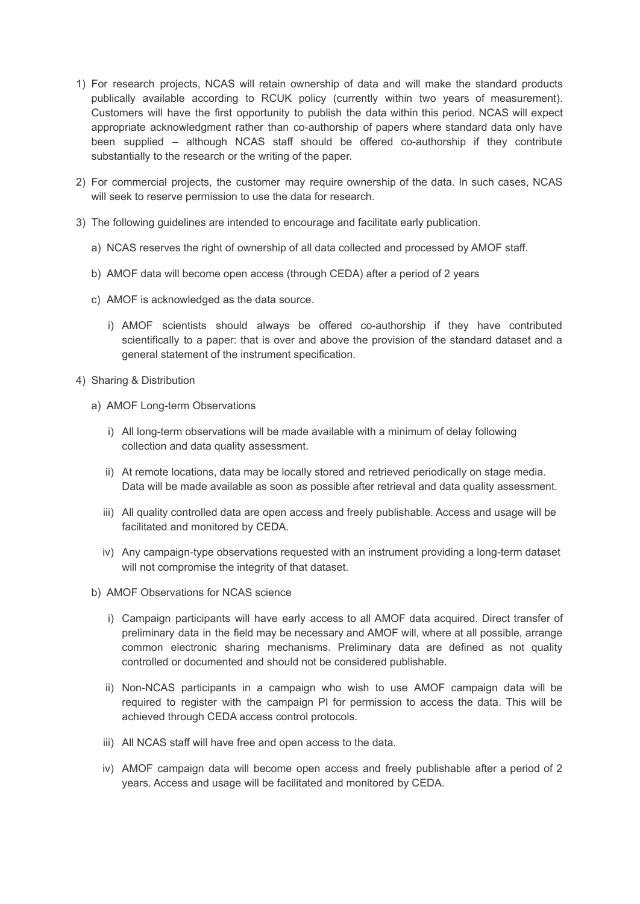1) For research projects, NCAS will retain ownership of data and will make the standard products publically available according to RCUK policy (currently within two years of measurement). Customers will have the first opportunity to publish the data within this period. NCAS will expect appropriate acknowledgment rather than co-authorship of papers where standard data only have been supplied – although NCAS staff should be offered co-authorship if they contribute substantially to the research or the writing of the paper.

2) For commercial projects, the customer may require ownership of the data. In such cases, NCAS will seek to reserve permission to use the data for research.

3) The following guidelines are intended to encourage and facilitate early publication.

   a) NCAS reserves the right of ownership of all data collected and processed by AMOF staff.

   b) AMOF data will become open access (through CEDA) after a period of 2 years

   c) AMOF is acknowledged as the data source.

      i) AMOF scientists should always be offered co-authorship if they have contributed scientifically to a paper: that is over and above the provision of the standard dataset and a general statement of the instrument specification.

4) Sharing & Distribution

   a) AMOF Long-term Observations

      i) All long-term observations will be made available with a minimum of delay following collection and data quality assessment.

      ii) At remote locations, data may be locally stored and retrieved periodically on stage media. Data will be made available as soon as possible after retrieval and data quality assessment.

      iii) All quality controlled data are open access and freely publishable. Access and usage will be facilitated and monitored by CEDA.

      iv) Any campaign-type observations requested with an instrument providing a long-term dataset will not compromise the integrity of that dataset.

   b) AMOF Observations for NCAS science

      i) Campaign participants will have early access to all AMOF data acquired. Direct transfer of preliminary data in the field may be necessary and AMOF will, where at all possible, arrange common electronic sharing mechanisms. Preliminary data are defined as not quality controlled or documented and should not be considered publishable.

      ii) Non-NCAS participants in a campaign who wish to use AMOF campaign data will be required to register with the campaign PI for permission to access the data. This will be achieved through CEDA access control protocols.

      iii) All NCAS staff will have free and open access to the data.

      iv) AMOF campaign data will become open access and freely publishable after a period of 2 years. Access and usage will be facilitated and monitored by CEDA.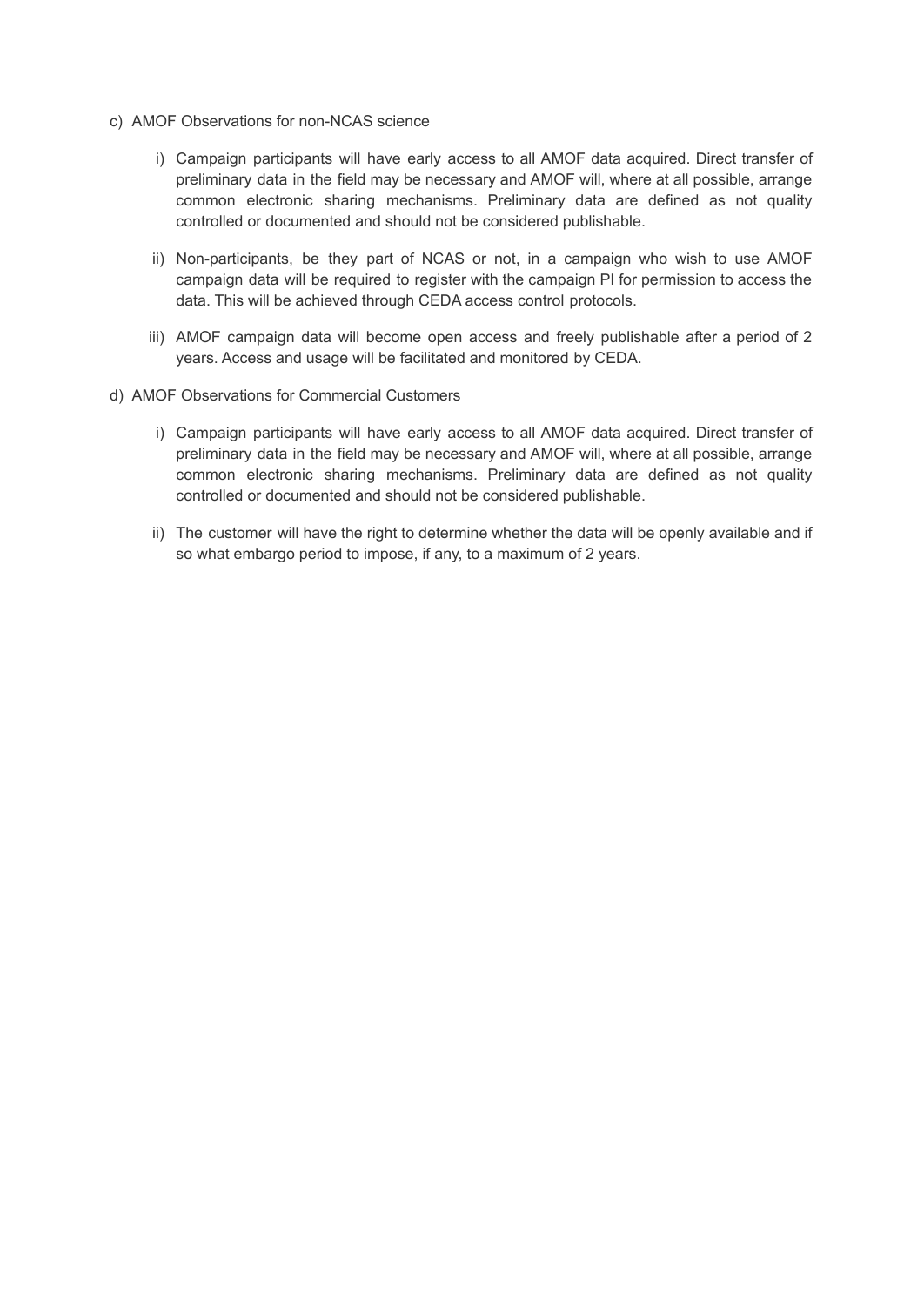c) AMOF Observations for non-NCAS science

   i) Campaign participants will have early access to all AMOF data acquired. Direct transfer of preliminary data in the field may be necessary and AMOF will, where at all possible, arrange common electronic sharing mechanisms. Preliminary data are defined as not quality controlled or documented and should not be considered publishable.

   ii) Non-participants, be they part of NCAS or not, in a campaign who wish to use AMOF campaign data will be required to register with the campaign PI for permission to access the data. This will be achieved through CEDA access control protocols.

   iii) AMOF campaign data will become open access and freely publishable after a period of 2 years. Access and usage will be facilitated and monitored by CEDA.

d) AMOF Observations for Commercial Customers

   i) Campaign participants will have early access to all AMOF data acquired. Direct transfer of preliminary data in the field may be necessary and AMOF will, where at all possible, arrange common electronic sharing mechanisms. Preliminary data are defined as not quality controlled or documented and should not be considered publishable.

   ii) The customer will have the right to determine whether the data will be openly available and if so what embargo period to impose, if any, to a maximum of 2 years.